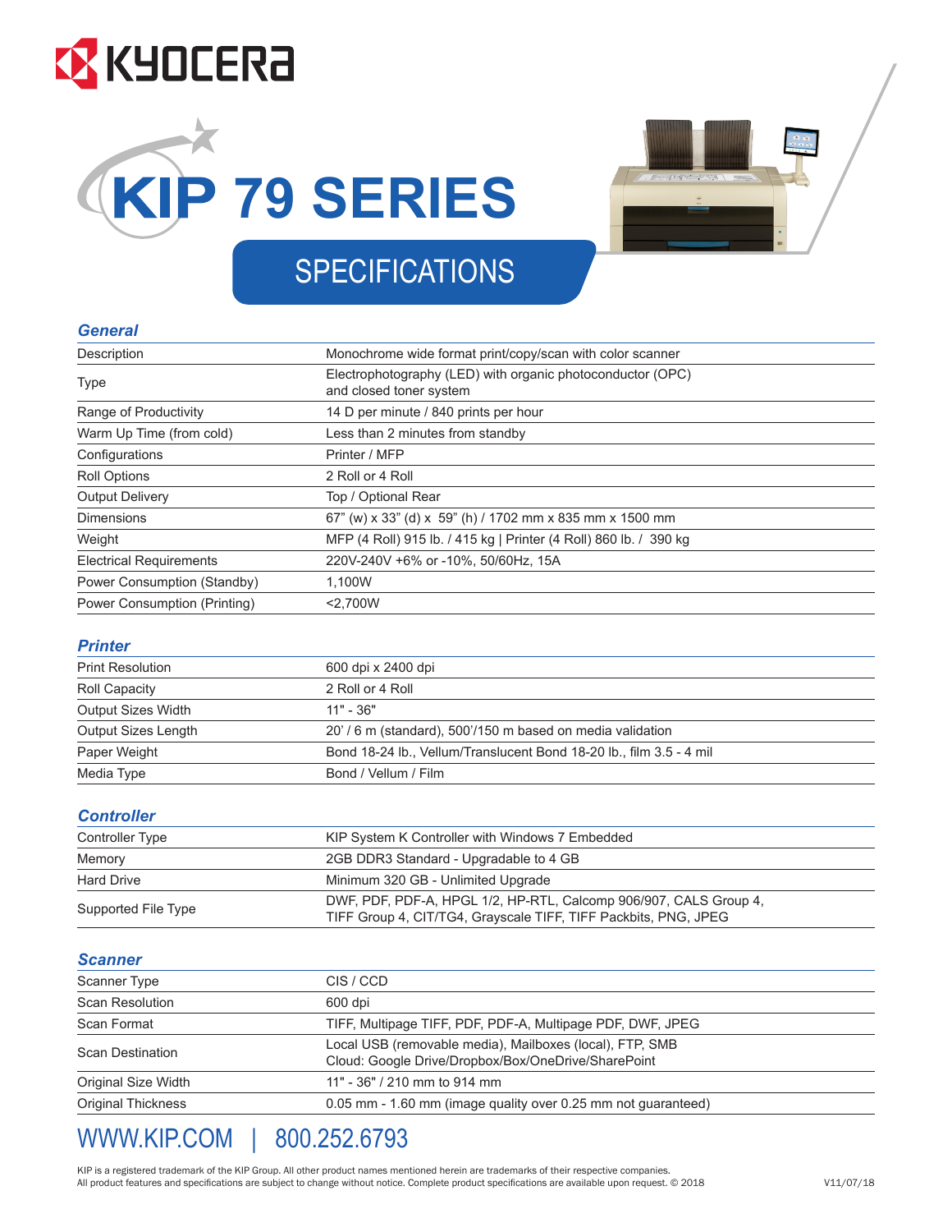KYOCERA

# KIP 79 SERIES

## SPECIFICATIONS

### General

| | |
|---|---|
| Description | Monochrome wide format print/copy/scan with color scanner |
| Type | Electrophotography (LED) with organic photoconductor (OPC) and closed toner system |
| Range of Productivity | 14 D per minute / 840 prints per hour |
| Warm Up Time (from cold) | Less than 2 minutes from standby |
| Configurations | Printer / MFP |
| Roll Options | 2 Roll or 4 Roll |
| Output Delivery | Top / Optional Rear |
| Dimensions | 67" (w) x 33" (d) x 59" (h) / 1702 mm x 835 mm x 1500 mm |
| Weight | MFP (4 Roll) 915 lb. / 415 kg \| Printer (4 Roll) 860 lb. / 390 kg |
| Electrical Requirements | 220V-240V +6% or -10%, 50/60Hz, 15A |
| Power Consumption (Standby) | 1,100W |
| Power Consumption (Printing) | <2,700W |

### Printer

| | |
|---|---|
| Print Resolution | 600 dpi x 2400 dpi |
| Roll Capacity | 2 Roll or 4 Roll |
| Output Sizes Width | 11" - 36" |
| Output Sizes Length | 20' / 6 m (standard), 500'/150 m based on media validation |
| Paper Weight | Bond 18-24 lb., Vellum/Translucent Bond 18-20 lb., film 3.5 - 4 mil |
| Media Type | Bond / Vellum / Film |

### Controller

| | |
|---|---|
| Controller Type | KIP System K Controller with Windows 7 Embedded |
| Memory | 2GB DDR3 Standard - Upgradable to 4 GB |
| Hard Drive | Minimum 320 GB - Unlimited Upgrade |
| Supported File Type | DWF, PDF, PDF-A, HPGL 1/2, HP-RTL, Calcomp 906/907, CALS Group 4, TIFF Group 4, CIT/TG4, Grayscale TIFF, TIFF Packbits, PNG, JPEG |

### Scanner

| | |
|---|---|
| Scanner Type | CIS / CCD |
| Scan Resolution | 600 dpi |
| Scan Format | TIFF, Multipage TIFF, PDF, PDF-A, Multipage PDF, DWF, JPEG |
| Scan Destination | Local USB (removable media), Mailboxes (local), FTP, SMB Cloud: Google Drive/Dropbox/Box/OneDrive/SharePoint |
| Original Size Width | 11" - 36" / 210 mm to 914 mm |
| Original Thickness | 0.05 mm - 1.60 mm (image quality over 0.25 mm not guaranteed) |

WWW.KIP.COM | 800.252.6793

KIP is a registered trademark of the KIP Group. All other product names mentioned herein are trademarks of their respective companies.
All product features and specifications are subject to change without notice. Complete product specifications are available upon request. © 2018

V11/07/18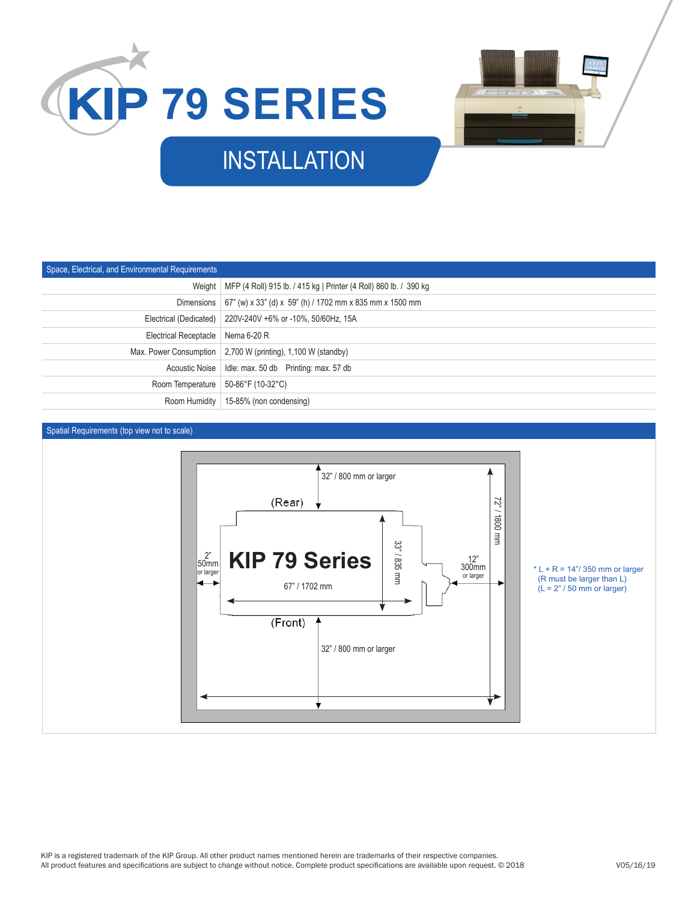# KIP 79 SERIES

## INSTALLATION

| Space, Electrical, and Environmental Requirements | |
|---|---|
| Weight | MFP (4 Roll) 915 lb. / 415 kg \| Printer (4 Roll) 860 lb. / 390 kg |
| Dimensions | 67" (w) x 33" (d) x 59" (h) / 1702 mm x 835 mm x 1500 mm |
| Electrical (Dedicated) | 220V-240V +6% or -10%, 50/60Hz, 15A |
| Electrical Receptacle | Nema 6-20 R |
| Max. Power Consumption | 2,700 W (printing), 1,100 W (standby) |
| Acoustic Noise | Idle: max. 50 db  Printing: max. 57 db |
| Room Temperature | 50-86°F (10-32°C) |
| Room Humidity | 15-85% (non condensing) |

### Spatial Requirements (top view not to scale)

- (Rear): 32" / 800 mm or larger
- (Front): 32" / 800 mm or larger
- Left: 2" / 50mm or larger
- Right: 12" / 300mm or larger
- KIP 79 Series: 67" / 1702 mm (width) x 33" / 835 mm (depth)
- Overall depth: 72" / 1800 mm

* L + R = 14"/ 350 mm or larger
(R must be larger than L)
(L = 2" / 50 mm or larger)

KIP is a registered trademark of the KIP Group. All other product names mentioned herein are trademarks of their respective companies.
All product features and specifications are subject to change without notice. Complete product specifications are available upon request. © 2018

V05/16/19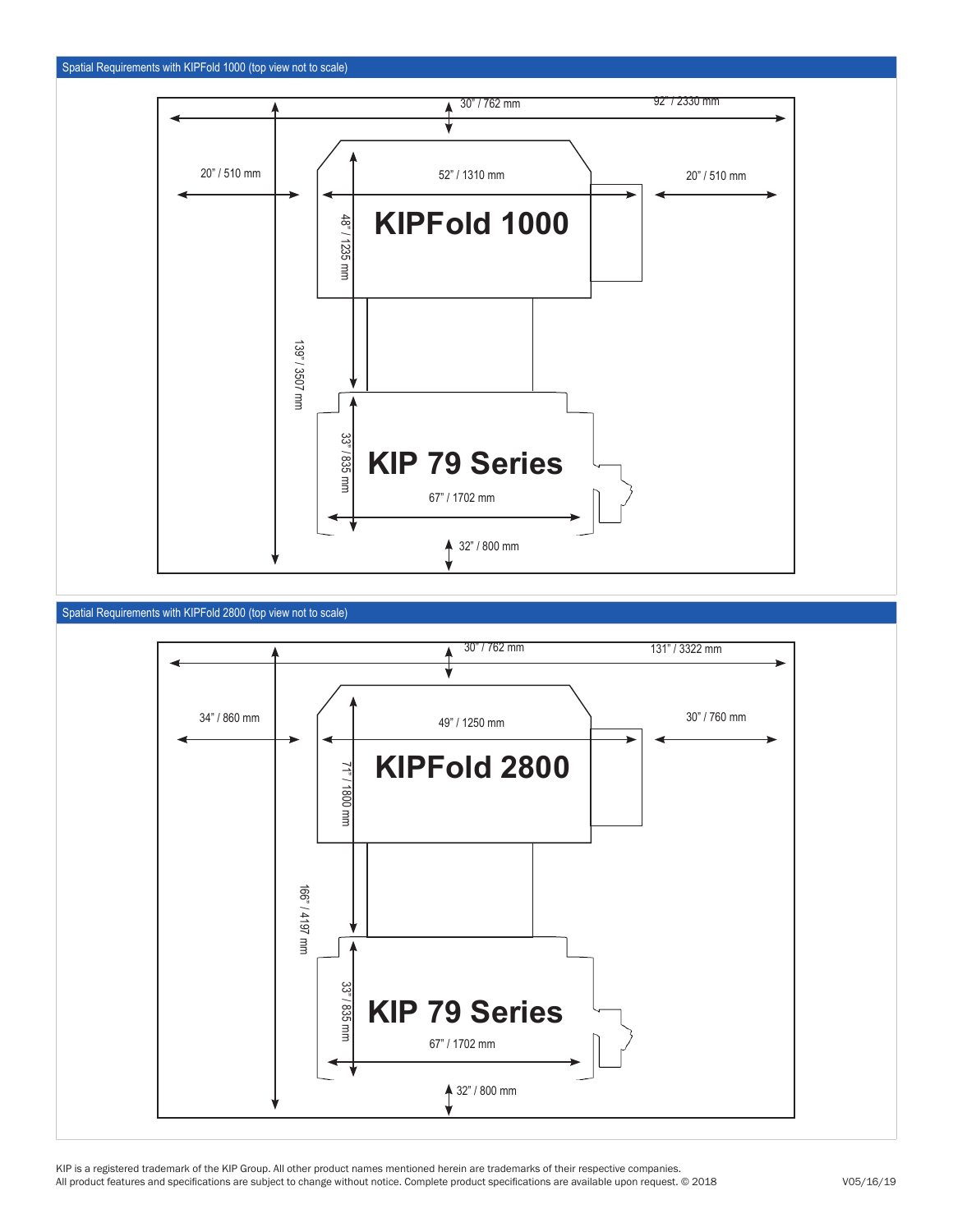## Spatial Requirements with KIPFold 1000 (top view not to scale)

30" / 762 mm

92" / 2330 mm

20" / 510 mm

52" / 1310 mm

20" / 510 mm

48" / 1235 mm

**KIPFold 1000**

139" / 3507 mm

33" / 835 mm

**KIP 79 Series**

67" / 1702 mm

32" / 800 mm

## Spatial Requirements with KIPFold 2800 (top view not to scale)

30" / 762 mm

131" / 3322 mm

34" / 860 mm

49" / 1250 mm

30" / 760 mm

71" / 1800 mm

**KIPFold 2800**

166" / 4197 mm

33" / 835 mm

**KIP 79 Series**

67" / 1702 mm

32" / 800 mm

KIP is a registered trademark of the KIP Group. All other product names mentioned herein are trademarks of their respective companies.
All product features and specifications are subject to change without notice. Complete product specifications are available upon request. © 2018

V05/16/19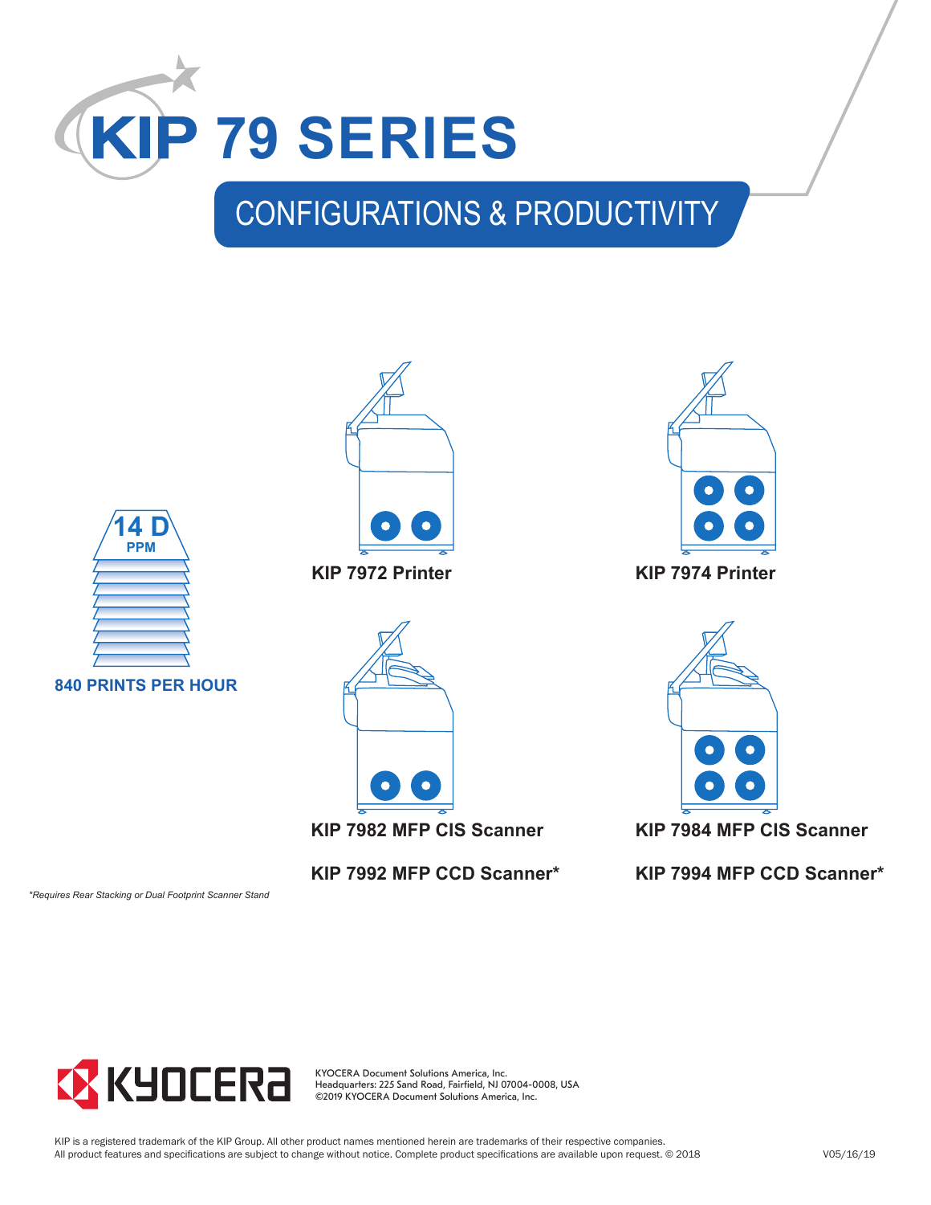# KIP 79 SERIES

## CONFIGURATIONS & PRODUCTIVITY

14 D
PPM

**840 PRINTS PER HOUR**

**KIP 7972 Printer**

**KIP 7974 Printer**

**KIP 7982 MFP CIS Scanner**

**KIP 7992 MFP CCD Scanner***

**KIP 7984 MFP CIS Scanner**

**KIP 7994 MFP CCD Scanner***

*\*Requires Rear Stacking or Dual Footprint Scanner Stand*

KYOCERA Document Solutions America, Inc.
Headquarters: 225 Sand Road, Fairfield, NJ 07004-0008, USA
©2019 KYOCERA Document Solutions America, Inc.

KIP is a registered trademark of the KIP Group. All other product names mentioned herein are trademarks of their respective companies.
All product features and specifications are subject to change without notice. Complete product specifications are available upon request. © 2018

V05/16/19